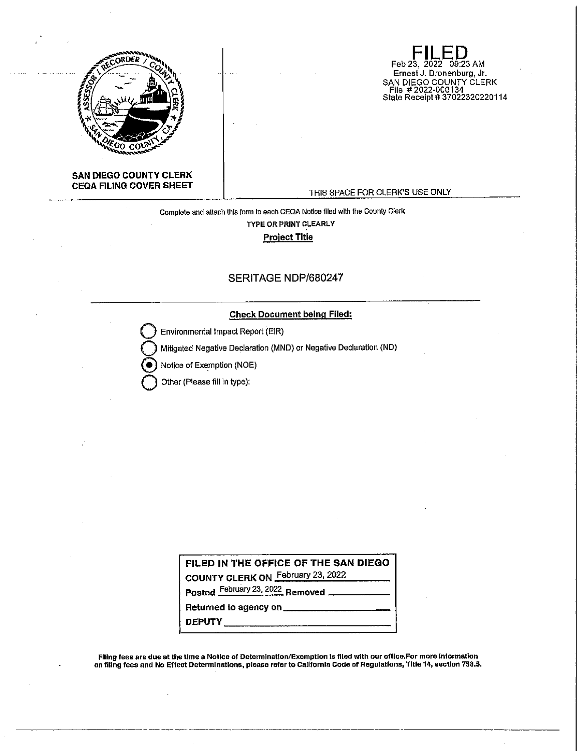**SAN DIEGO COUNTY CLERK**
**CEQA FILING COVER SHEET**

**FILED**
Feb 23, 2022 09:23 AM
Ernest J. Dronenburg, Jr.
SAN DIEGO COUNTY CLERK
File # 2022-000134
State Receipt # 37022320220114

THIS SPACE FOR CLERK'S USE ONLY

Complete and attach this form to each CEQA Notice filed with the County Clerk

**TYPE OR PRINT CLEARLY**

**Project Title**

SERITAGE NDP/680247

**Check Document being Filed:**

- ○ Environmental Impact Report (EIR)
- ○ Mitigated Negative Declaration (MND) or Negative Declaration (ND)
- ● Notice of Exemption (NOE)
- ○ Other (Please fill in type):

| **FILED IN THE OFFICE OF THE SAN DIEGO COUNTY CLERK ON** February 23, 2022 |
|---|
| **Posted** February 23, 2022 **Removed** ____________ |
| **Returned to agency on** ____________ |
| **DEPUTY** ____________ |

**Filing fees are due at the time a Notice of Determination/Exemption is filed with our office.For more information on filing fees and No Effect Determinations, please refer to California Code of Regulations, Title 14, section 753.5.**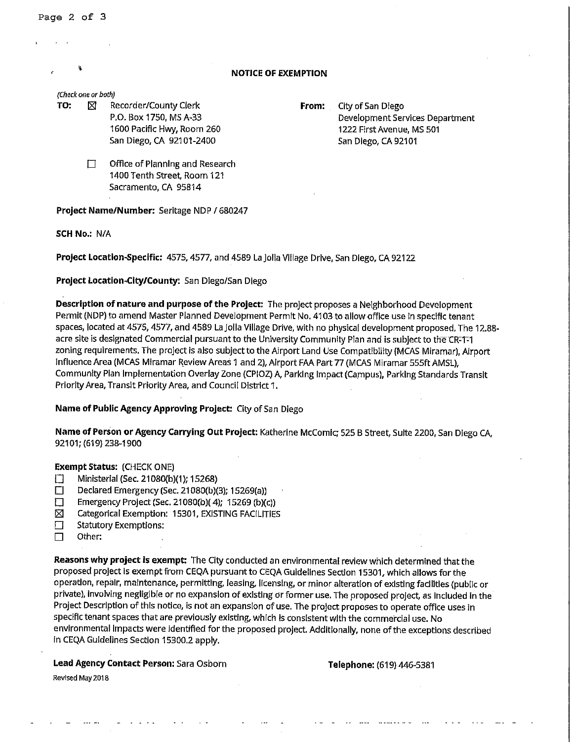## NOTICE OF EXEMPTION

*(Check one or both)*

**TO:** ☒ Recorder/County Clerk
P.O. Box 1750, MS A-33
1600 Pacific Hwy, Room 260
San Diego, CA 92101-2400

☐ Office of Planning and Research
1400 Tenth Street, Room 121
Sacramento, CA 95814

**From:** City of San Diego
Development Services Department
1222 First Avenue, MS 501
San Diego, CA 92101

**Project Name/Number:** Seritage NDP / 680247

**SCH No.:** N/A

**Project Location-Specific:** 4575, 4577, and 4589 La Jolla Village Drive, San Diego, CA 92122

**Project Location-City/County:** San Diego/San Diego

**Description of nature and purpose of the Project:** The project proposes a Neighborhood Development Permit (NDP) to amend Master Planned Development Permit No. 4103 to allow office use in specific tenant spaces, located at 4575, 4577, and 4589 La Jolla Village Drive, with no physical development proposed. The 12.88-acre site is designated Commercial pursuant to the University Community Plan and is subject to the CR-1-1 zoning requirements. The project is also subject to the Airport Land Use Compatibility (MCAS Miramar), Airport Influence Area (MCAS Miramar Review Areas 1 and 2), Airport FAA Part 77 (MCAS Miramar 555ft AMSL), Community Plan Implementation Overlay Zone (CPIOZ) A, Parking Impact (Campus), Parking Standards Transit Priority Area, Transit Priority Area, and Council District 1.

**Name of Public Agency Approving Project:** City of San Diego

**Name of Person or Agency Carrying Out Project:** Katherine McComic; 525 B Street, Suite 2200, San Diego CA, 92101; (619) 238-1900

**Exempt Status:** (CHECK ONE)

- ☐ Ministerial (Sec. 21080(b)(1); 15268)
- ☐ Declared Emergency (Sec. 21080(b)(3); 15269(a))
- ☐ Emergency Project (Sec. 21080(b)( 4); 15269 (b)(c))
- ☒ Categorical Exemption: 15301, EXISTING FACILITIES
- ☐ Statutory Exemptions:
- ☐ Other:

**Reasons why project is exempt:** The City conducted an environmental review which determined that the proposed project is exempt from CEQA pursuant to CEQA Guidelines Section 15301, which allows for the operation, repair, maintenance, permitting, leasing, licensing, or minor alteration of existing facilities (public or private), involving negligible or no expansion of existing or former use. The proposed project, as included in the Project Description of this notice, is not an expansion of use. The project proposes to operate office uses in specific tenant spaces that are previously existing, which is consistent with the commercial use. No environmental impacts were identified for the proposed project. Additionally, none of the exceptions described in CEQA Guidelines Section 15300.2 apply.

**Lead Agency Contact Person:** Sara Osborn

**Telephone:** (619) 446-5381

Revised May 2018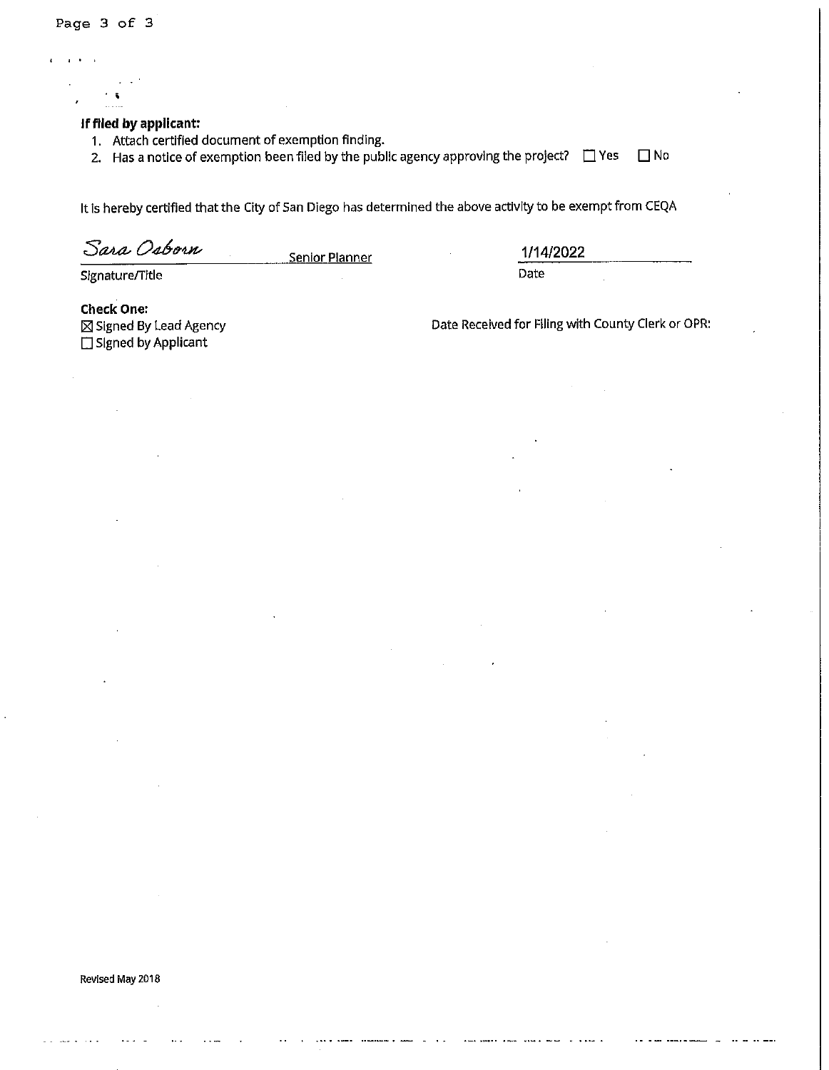**If filed by applicant:**

1. Attach certified document of exemption finding.
2. Has a notice of exemption been filed by the public agency approving the project? ☐ Yes ☐ No

It is hereby certified that the City of San Diego has determined the above activity to be exempt from CEQA

*Sara Osborn* Senior Planner

Signature/Title

1/14/2022

Date

**Check One:**

☒ Signed By Lead Agency

☐ Signed by Applicant

Date Received for Filing with County Clerk or OPR:

Revised May 2018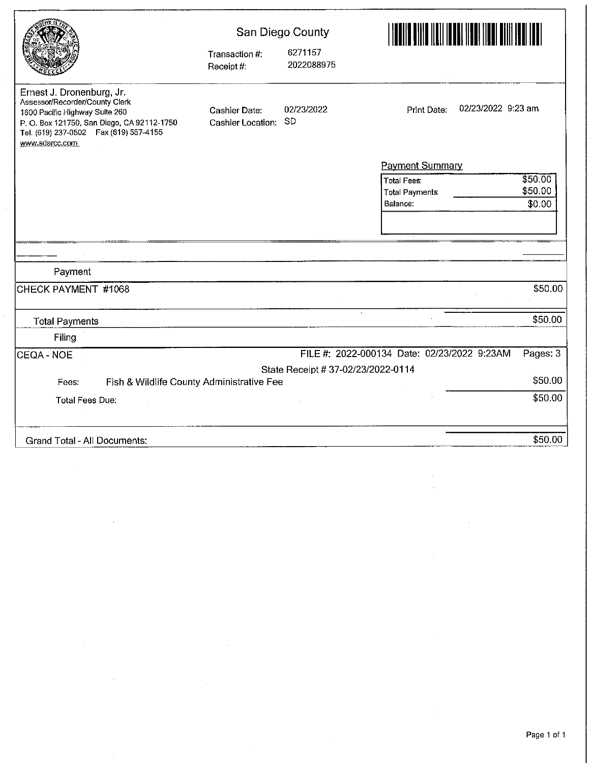San Diego County

Transaction #: 6271157
Receipt #: 2022088975

Ernest J. Dronenburg, Jr.
Assessor/Recorder/County Clerk
1600 Pacific Highway Suite 260
P. O. Box 121750, San Diego, CA 92112-1750
Tel. (619) 237-0502 Fax (619) 557-4155
www.sdarcc.com

Cashier Date: 02/23/2022
Cashier Location: SD

Print Date: 02/23/2022 9:23 am

**Payment Summary**

| | |
|---|---|
| Total Fees | $50.00 |
| Total Payments | $50.00 |
| Balance: | $0.00 |

| Payment | |
|---|---|
| CHECK PAYMENT #1068 | $50.00 |
| Total Payments | $50.00 |

**Filing**

CEQA - NOE — FILE #: 2022-000134 Date: 02/23/2022 9:23AM Pages: 3

State Receipt # 37-02/23/2022-0114

| | | |
|---|---|---|
| Fees: | Fish & Wildlife County Administrative Fee | $50.00 |
| Total Fees Due: | | $50.00 |
| Grand Total - All Documents: | | $50.00 |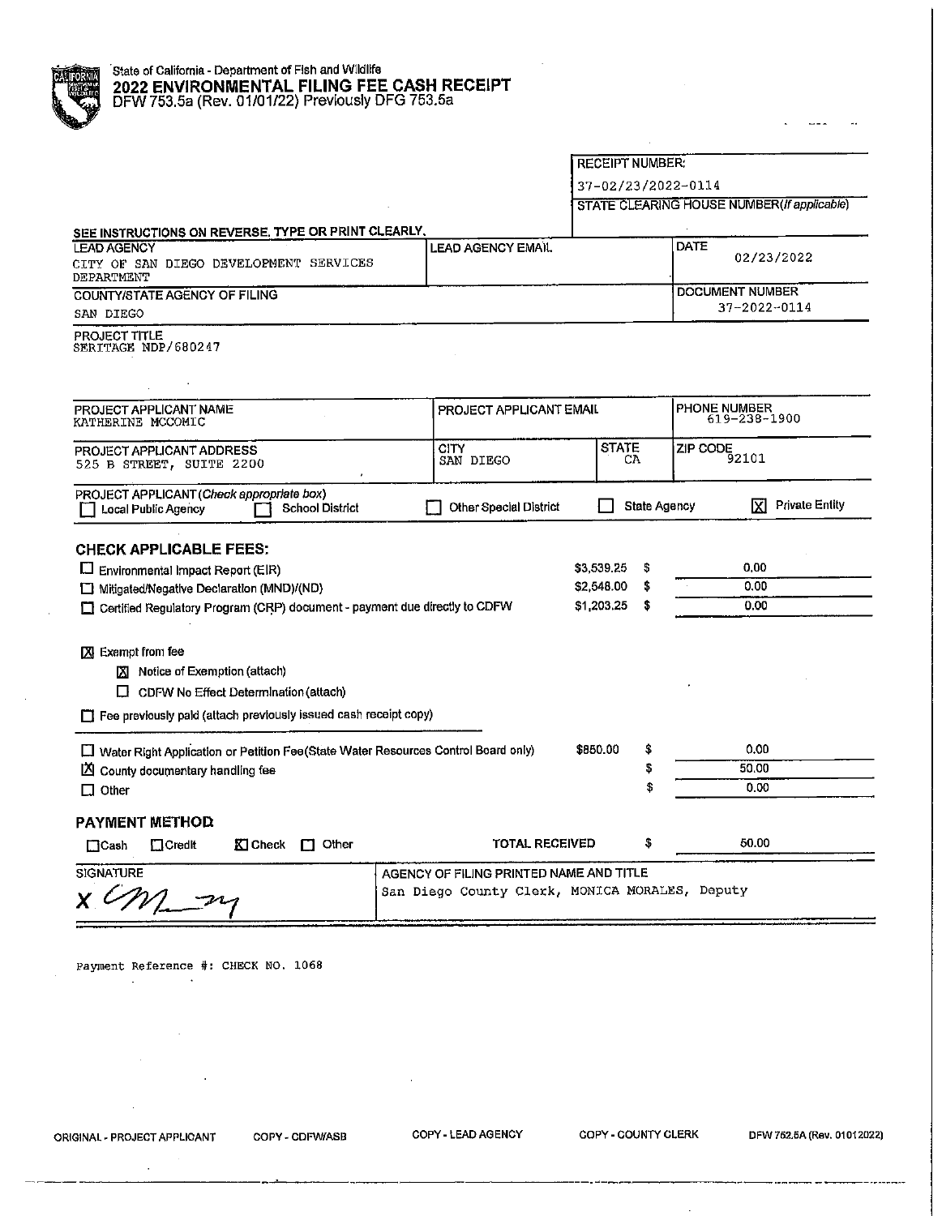State of California - Department of Fish and Wildlife

# 2022 ENVIRONMENTAL FILING FEE CASH RECEIPT

DFW 753.5a (Rev. 01/01/22) Previously DFG 753.5a

RECEIPT NUMBER:
37-02/23/2022-0114

STATE CLEARING HOUSE NUMBER (*If applicable*)

**SEE INSTRUCTIONS ON REVERSE. TYPE OR PRINT CLEARLY.**

| LEAD AGENCY | LEAD AGENCY EMAIL | DATE |
|---|---|---|
| CITY OF SAN DIEGO DEVELOPMENT SERVICES DEPARTMENT | | 02/23/2022 |

| COUNTY/STATE AGENCY OF FILING | DOCUMENT NUMBER |
|---|---|
| SAN DIEGO | 37-2022-0114 |

PROJECT TITLE
SERITAGE NDP/680247

| PROJECT APPLICANT NAME | PROJECT APPLICANT EMAIL | PHONE NUMBER |
|---|---|---|
| KATHERINE MCCOMIC | | 619-238-1900 |

| PROJECT APPLICANT ADDRESS | CITY | STATE | ZIP CODE |
|---|---|---|---|
| 525 B STREET, SUITE 2200 | SAN DIEGO | CA | 92101 |

PROJECT APPLICANT (*Check appropriate box*)
☐ Local Public Agency ☐ School District ☐ Other Special District ☐ State Agency ☒ Private Entity

## CHECK APPLICABLE FEES:

| | | | |
|---|---|---|---|
| ☐ Environmental Impact Report (EIR) | $3,539.25 | $ | 0.00 |
| ☐ Mitigated/Negative Declaration (MND)/(ND) | $2,548.00 | $ | 0.00 |
| ☐ Certified Regulatory Program (CRP) document - payment due directly to CDFW | $1,203.25 | $ | 0.00 |

☒ Exempt from fee
- ☒ Notice of Exemption (attach)
- ☐ CDFW No Effect Determination (attach)

☐ Fee previously paid (attach previously issued cash receipt copy)

| | | | |
|---|---|---|---|
| ☐ Water Right Application or Petition Fee (State Water Resources Control Board only) | $850.00 | $ | 0.00 |
| ☒ County documentary handling fee | | $ | 50.00 |
| ☐ Other | | $ | 0.00 |

## PAYMENT METHOD:

☐ Cash ☐ Credit ☒ Check ☐ Other

**TOTAL RECEIVED** $ 50.00

| SIGNATURE | AGENCY OF FILING PRINTED NAME AND TITLE |
|---|---|
| X (signature) | San Diego County Clerk, MONICA MORALES, Deputy |

Payment Reference #: CHECK NO. 1068

ORIGINAL - PROJECT APPLICANT COPY - CDFW/ASB COPY - LEAD AGENCY COPY - COUNTY CLERK DFW 753.5A (Rev. 01012022)